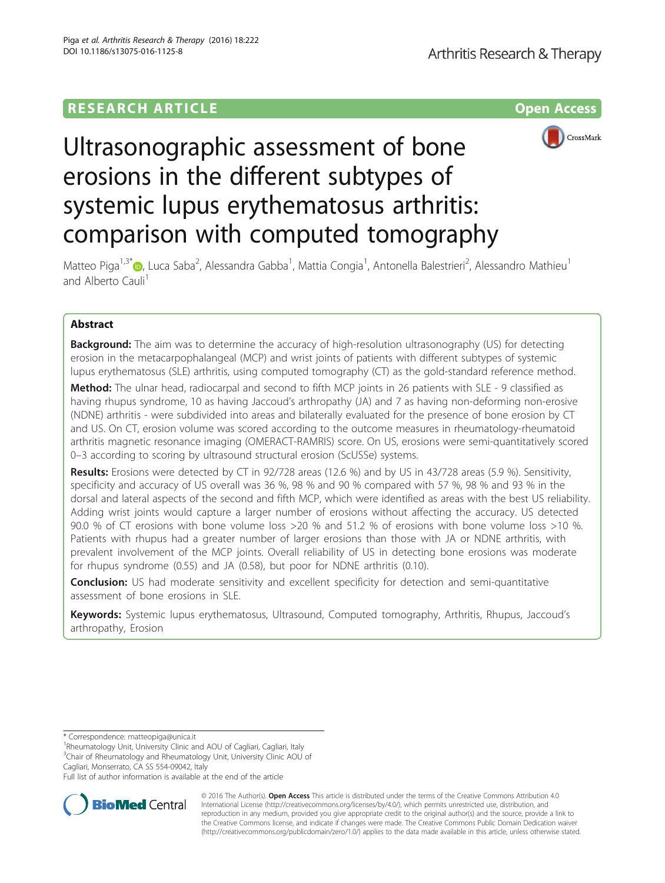RESEARCH ARTICLE

Open Access

# Ultrasonographic assessment of bone erosions in the different subtypes of systemic lupus erythematosus arthritis: comparison with computed tomography

Matteo Piga[1,3*], Luca Saba[2], Alessandra Gabba[1], Mattia Congia[1], Antonella Balestrieri[2], Alessandro Mathieu[1] and Alberto Cauli[1]

## Abstract

**Background:** The aim was to determine the accuracy of high-resolution ultrasonography (US) for detecting erosion in the metacarpophalangeal (MCP) and wrist joints of patients with different subtypes of systemic lupus erythematosus (SLE) arthritis, using computed tomography (CT) as the gold-standard reference method.

**Method:** The ulnar head, radiocarpal and second to fifth MCP joints in 26 patients with SLE - 9 classified as having rhupus syndrome, 10 as having Jaccoud's arthropathy (JA) and 7 as having non-deforming non-erosive (NDNE) arthritis - were subdivided into areas and bilaterally evaluated for the presence of bone erosion by CT and US. On CT, erosion volume was scored according to the outcome measures in rheumatology-rheumatoid arthritis magnetic resonance imaging (OMERACT-RAMRIS) score. On US, erosions were semi-quantitatively scored 0–3 according to scoring by ultrasound structural erosion (ScUSSe) systems.

**Results:** Erosions were detected by CT in 92/728 areas (12.6 %) and by US in 43/728 areas (5.9 %). Sensitivity, specificity and accuracy of US overall was 36 %, 98 % and 90 % compared with 57 %, 98 % and 93 % in the dorsal and lateral aspects of the second and fifth MCP, which were identified as areas with the best US reliability. Adding wrist joints would capture a larger number of erosions without affecting the accuracy. US detected 90.0 % of CT erosions with bone volume loss >20 % and 51.2 % of erosions with bone volume loss >10 %. Patients with rhupus had a greater number of larger erosions than those with JA or NDNE arthritis, with prevalent involvement of the MCP joints. Overall reliability of US in detecting bone erosions was moderate for rhupus syndrome (0.55) and JA (0.58), but poor for NDNE arthritis (0.10).

**Conclusion:** US had moderate sensitivity and excellent specificity for detection and semi-quantitative assessment of bone erosions in SLE.

**Keywords:** Systemic lupus erythematosus, Ultrasound, Computed tomography, Arthritis, Rhupus, Jaccoud's arthropathy, Erosion

\* Correspondence: matteopiga@unica.it
[1]Rheumatology Unit, University Clinic and AOU of Cagliari, Cagliari, Italy
[3]Chair of Rheumatology and Rheumatology Unit, University Clinic AOU of Cagliari, Monserrato, CA SS 554-09042, Italy
Full list of author information is available at the end of the article

© 2016 The Author(s). **Open Access** This article is distributed under the terms of the Creative Commons Attribution 4.0 International License (http://creativecommons.org/licenses/by/4.0/), which permits unrestricted use, distribution, and reproduction in any medium, provided you give appropriate credit to the original author(s) and the source, provide a link to the Creative Commons license, and indicate if changes were made. The Creative Commons Public Domain Dedication waiver (http://creativecommons.org/publicdomain/zero/1.0/) applies to the data made available in this article, unless otherwise stated.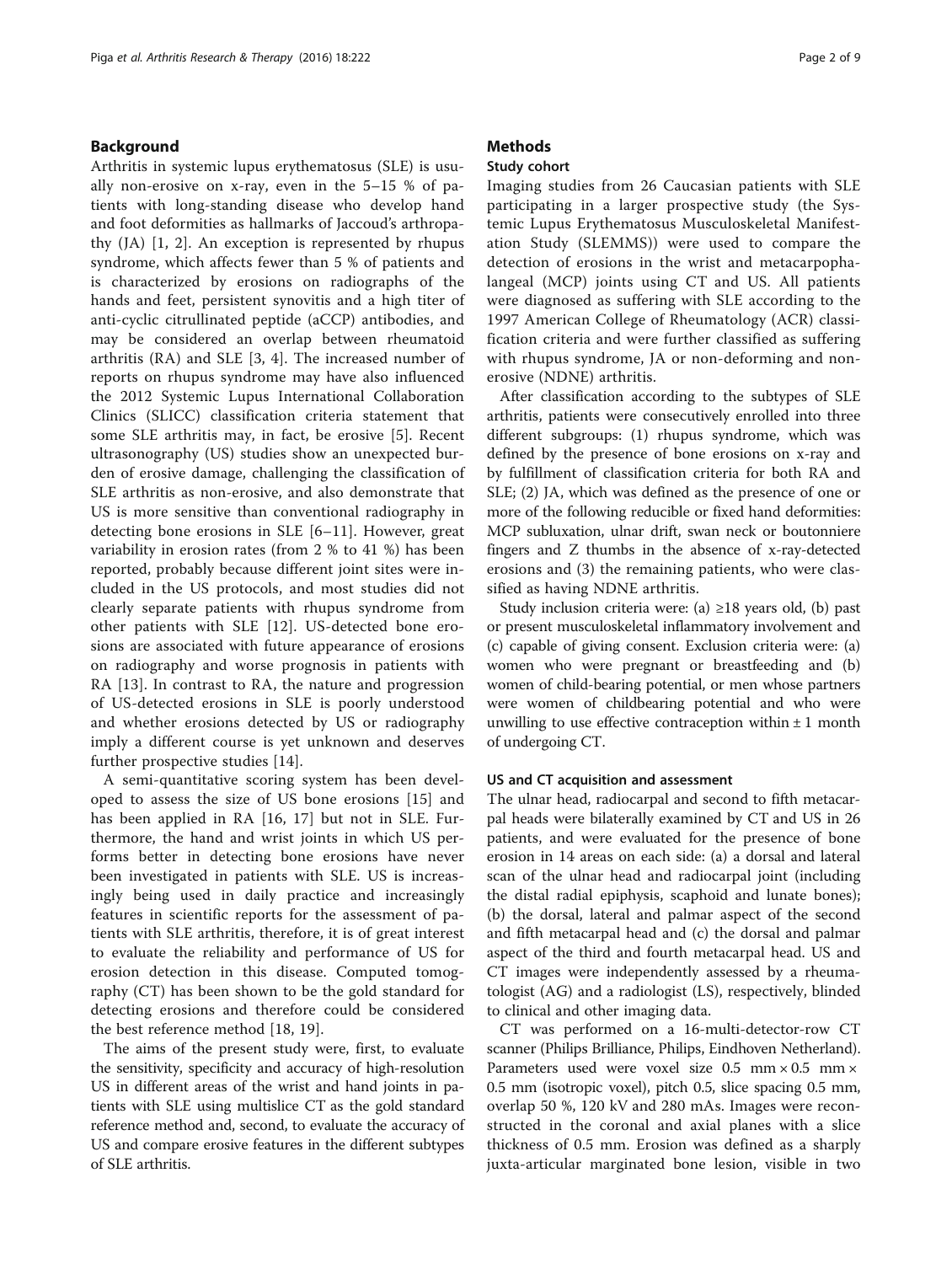## Background

Arthritis in systemic lupus erythematosus (SLE) is usually non-erosive on x-ray, even in the 5–15 % of patients with long-standing disease who develop hand and foot deformities as hallmarks of Jaccoud's arthropathy (JA) [1, 2]. An exception is represented by rhupus syndrome, which affects fewer than 5 % of patients and is characterized by erosions on radiographs of the hands and feet, persistent synovitis and a high titer of anti-cyclic citrullinated peptide (aCCP) antibodies, and may be considered an overlap between rheumatoid arthritis (RA) and SLE [3, 4]. The increased number of reports on rhupus syndrome may have also influenced the 2012 Systemic Lupus International Collaboration Clinics (SLICC) classification criteria statement that some SLE arthritis may, in fact, be erosive [5]. Recent ultrasonography (US) studies show an unexpected burden of erosive damage, challenging the classification of SLE arthritis as non-erosive, and also demonstrate that US is more sensitive than conventional radiography in detecting bone erosions in SLE [6–11]. However, great variability in erosion rates (from 2 % to 41 %) has been reported, probably because different joint sites were included in the US protocols, and most studies did not clearly separate patients with rhupus syndrome from other patients with SLE [12]. US-detected bone erosions are associated with future appearance of erosions on radiography and worse prognosis in patients with RA [13]. In contrast to RA, the nature and progression of US-detected erosions in SLE is poorly understood and whether erosions detected by US or radiography imply a different course is yet unknown and deserves further prospective studies [14].

A semi-quantitative scoring system has been developed to assess the size of US bone erosions [15] and has been applied in RA [16, 17] but not in SLE. Furthermore, the hand and wrist joints in which US performs better in detecting bone erosions have never been investigated in patients with SLE. US is increasingly being used in daily practice and increasingly features in scientific reports for the assessment of patients with SLE arthritis, therefore, it is of great interest to evaluate the reliability and performance of US for erosion detection in this disease. Computed tomography (CT) has been shown to be the gold standard for detecting erosions and therefore could be considered the best reference method [18, 19].

The aims of the present study were, first, to evaluate the sensitivity, specificity and accuracy of high-resolution US in different areas of the wrist and hand joints in patients with SLE using multislice CT as the gold standard reference method and, second, to evaluate the accuracy of US and compare erosive features in the different subtypes of SLE arthritis.

## Methods

### Study cohort

Imaging studies from 26 Caucasian patients with SLE participating in a larger prospective study (the Systemic Lupus Erythematosus Musculoskeletal Manifestation Study (SLEMMS)) were used to compare the detection of erosions in the wrist and metacarpophalangeal (MCP) joints using CT and US. All patients were diagnosed as suffering with SLE according to the 1997 American College of Rheumatology (ACR) classification criteria and were further classified as suffering with rhupus syndrome, JA or non-deforming and non-erosive (NDNE) arthritis.

After classification according to the subtypes of SLE arthritis, patients were consecutively enrolled into three different subgroups: (1) rhupus syndrome, which was defined by the presence of bone erosions on x-ray and by fulfillment of classification criteria for both RA and SLE; (2) JA, which was defined as the presence of one or more of the following reducible or fixed hand deformities: MCP subluxation, ulnar drift, swan neck or boutonniere fingers and Z thumbs in the absence of x-ray-detected erosions and (3) the remaining patients, who were classified as having NDNE arthritis.

Study inclusion criteria were: (a) ≥18 years old, (b) past or present musculoskeletal inflammatory involvement and (c) capable of giving consent. Exclusion criteria were: (a) women who were pregnant or breastfeeding and (b) women of child-bearing potential, or men whose partners were women of childbearing potential and who were unwilling to use effective contraception within ± 1 month of undergoing CT.

### US and CT acquisition and assessment

The ulnar head, radiocarpal and second to fifth metacarpal heads were bilaterally examined by CT and US in 26 patients, and were evaluated for the presence of bone erosion in 14 areas on each side: (a) a dorsal and lateral scan of the ulnar head and radiocarpal joint (including the distal radial epiphysis, scaphoid and lunate bones); (b) the dorsal, lateral and palmar aspect of the second and fifth metacarpal head and (c) the dorsal and palmar aspect of the third and fourth metacarpal head. US and CT images were independently assessed by a rheumatologist (AG) and a radiologist (LS), respectively, blinded to clinical and other imaging data.

CT was performed on a 16-multi-detector-row CT scanner (Philips Brilliance, Philips, Eindhoven Netherland). Parameters used were voxel size 0.5 mm × 0.5 mm × 0.5 mm (isotropic voxel), pitch 0.5, slice spacing 0.5 mm, overlap 50 %, 120 kV and 280 mAs. Images were reconstructed in the coronal and axial planes with a slice thickness of 0.5 mm. Erosion was defined as a sharply juxta-articular marginated bone lesion, visible in two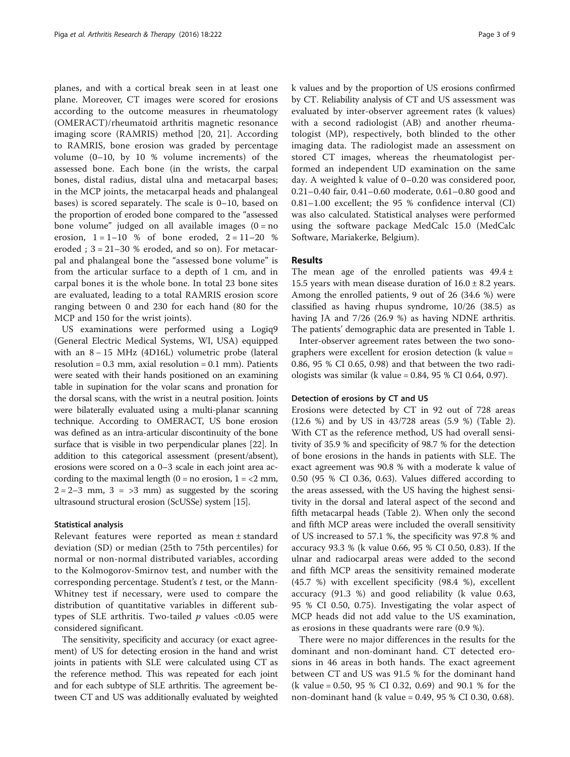planes, and with a cortical break seen in at least one plane. Moreover, CT images were scored for erosions according to the outcome measures in rheumatology (OMERACT)/rheumatoid arthritis magnetic resonance imaging score (RAMRIS) method [20, 21]. According to RAMRIS, bone erosion was graded by percentage volume (0–10, by 10 % volume increments) of the assessed bone. Each bone (in the wrists, the carpal bones, distal radius, distal ulna and metacarpal bases; in the MCP joints, the metacarpal heads and phalangeal bases) is scored separately. The scale is 0–10, based on the proportion of eroded bone compared to the "assessed bone volume" judged on all available images (0 = no erosion, 1 = 1–10 % of bone eroded, 2 = 11–20 % eroded ; 3 = 21–30 % eroded, and so on). For metacarpal and phalangeal bone the "assessed bone volume" is from the articular surface to a depth of 1 cm, and in carpal bones it is the whole bone. In total 23 bone sites are evaluated, leading to a total RAMRIS erosion score ranging between 0 and 230 for each hand (80 for the MCP and 150 for the wrist joints).

US examinations were performed using a Logiq9 (General Electric Medical Systems, WI, USA) equipped with an 8 – 15 MHz (4D16L) volumetric probe (lateral resolution = 0.3 mm, axial resolution = 0.1 mm). Patients were seated with their hands positioned on an examining table in supination for the volar scans and pronation for the dorsal scans, with the wrist in a neutral position. Joints were bilaterally evaluated using a multi-planar scanning technique. According to OMERACT, US bone erosion was defined as an intra-articular discontinuity of the bone surface that is visible in two perpendicular planes [22]. In addition to this categorical assessment (present/absent), erosions were scored on a 0–3 scale in each joint area according to the maximal length (0 = no erosion, 1 = <2 mm, 2 = 2–3 mm, 3 = >3 mm) as suggested by the scoring ultrasound structural erosion (ScUSSe) system [15].

### Statistical analysis

Relevant features were reported as mean ± standard deviation (SD) or median (25th to 75th percentiles) for normal or non-normal distributed variables, according to the Kolmogorov-Smirnov test, and number with the corresponding percentage. Student's *t* test, or the Mann-Whitney test if necessary, were used to compare the distribution of quantitative variables in different subtypes of SLE arthritis. Two-tailed *p* values <0.05 were considered significant.

The sensitivity, specificity and accuracy (or exact agreement) of US for detecting erosion in the hand and wrist joints in patients with SLE were calculated using CT as the reference method. This was repeated for each joint and for each subtype of SLE arthritis. The agreement between CT and US was additionally evaluated by weighted k values and by the proportion of US erosions confirmed by CT. Reliability analysis of CT and US assessment was evaluated by inter-observer agreement rates (k values) with a second radiologist (AB) and another rheumatologist (MP), respectively, both blinded to the other imaging data. The radiologist made an assessment on stored CT images, whereas the rheumatologist performed an independent UD examination on the same day. A weighted k value of 0–0.20 was considered poor, 0.21–0.40 fair, 0.41–0.60 moderate, 0.61–0.80 good and 0.81–1.00 excellent; the 95 % confidence interval (CI) was also calculated. Statistical analyses were performed using the software package MedCalc 15.0 (MedCalc Software, Mariakerke, Belgium).

## Results

The mean age of the enrolled patients was 49.4 ± 15.5 years with mean disease duration of 16.0 ± 8.2 years. Among the enrolled patients, 9 out of 26 (34.6 %) were classified as having rhupus syndrome, 10/26 (38.5) as having JA and 7/26 (26.9 %) as having NDNE arthritis. The patients' demographic data are presented in Table 1.

Inter-observer agreement rates between the two sonographers were excellent for erosion detection (k value = 0.86, 95 % CI 0.65, 0.98) and that between the two radiologists was similar (k value = 0.84, 95 % CI 0.64, 0.97).

### Detection of erosions by CT and US

Erosions were detected by CT in 92 out of 728 areas (12.6 %) and by US in 43/728 areas (5.9 %) (Table 2). With CT as the reference method, US had overall sensitivity of 35.9 % and specificity of 98.7 % for the detection of bone erosions in the hands in patients with SLE. The exact agreement was 90.8 % with a moderate k value of 0.50 (95 % CI 0.36, 0.63). Values differed according to the areas assessed, with the US having the highest sensitivity in the dorsal and lateral aspect of the second and fifth metacarpal heads (Table 2). When only the second and fifth MCP areas were included the overall sensitivity of US increased to 57.1 %, the specificity was 97.8 % and accuracy 93.3 % (k value 0.66, 95 % CI 0.50, 0.83). If the ulnar and radiocarpal areas were added to the second and fifth MCP areas the sensitivity remained moderate (45.7 %) with excellent specificity (98.4 %), excellent accuracy (91.3 %) and good reliability (k value 0.63, 95 % CI 0.50, 0.75). Investigating the volar aspect of MCP heads did not add value to the US examination, as erosions in these quadrants were rare (0.9 %).

There were no major differences in the results for the dominant and non-dominant hand. CT detected erosions in 46 areas in both hands. The exact agreement between CT and US was 91.5 % for the dominant hand (k value = 0.50, 95 % CI 0.32, 0.69) and 90.1 % for the non-dominant hand (k value = 0.49, 95 % CI 0.30, 0.68).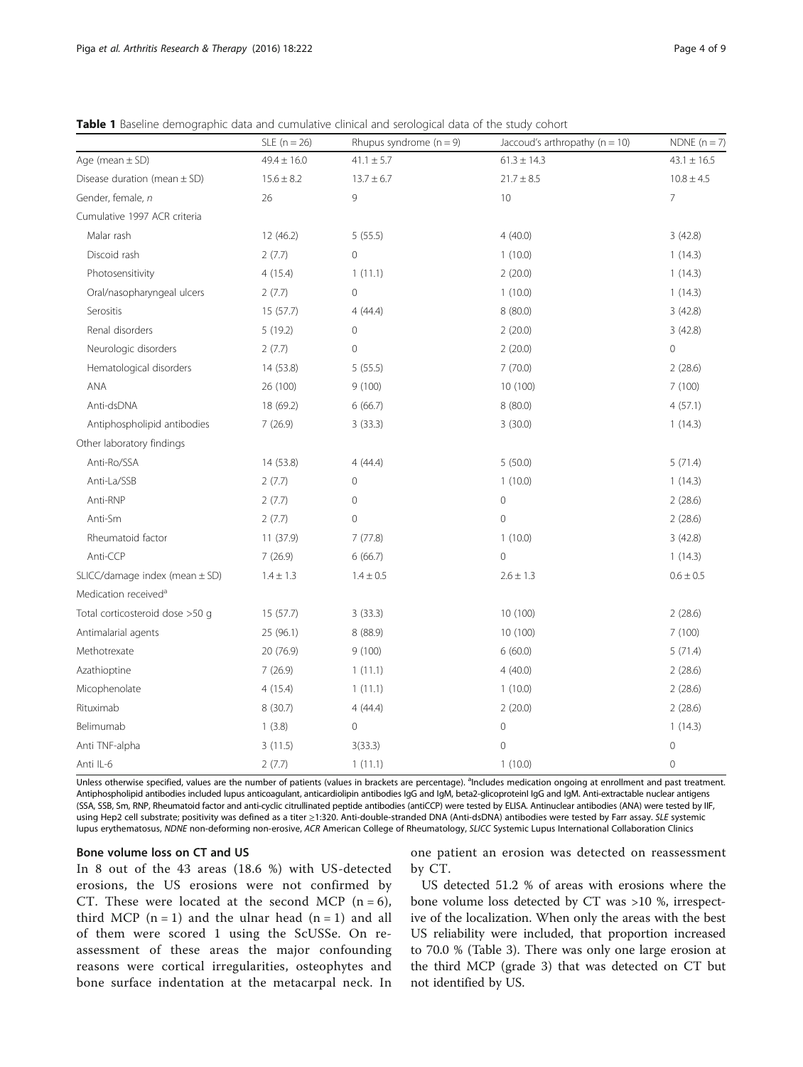**Table 1** Baseline demographic data and cumulative clinical and serological data of the study cohort

| | SLE (n = 26) | Rhupus syndrome (n = 9) | Jaccoud's arthropathy (n = 10) | NDNE (n = 7) |
|---|---|---|---|---|
| Age (mean ± SD) | 49.4 ± 16.0 | 41.1 ± 5.7 | 61.3 ± 14.3 | 43.1 ± 16.5 |
| Disease duration (mean ± SD) | 15.6 ± 8.2 | 13.7 ± 6.7 | 21.7 ± 8.5 | 10.8 ± 4.5 |
| Gender, female, *n* | 26 | 9 | 10 | 7 |
| Cumulative 1997 ACR criteria | | | | |
| Malar rash | 12 (46.2) | 5 (55.5) | 4 (40.0) | 3 (42.8) |
| Discoid rash | 2 (7.7) | 0 | 1 (10.0) | 1 (14.3) |
| Photosensitivity | 4 (15.4) | 1 (11.1) | 2 (20.0) | 1 (14.3) |
| Oral/nasopharyngeal ulcers | 2 (7.7) | 0 | 1 (10.0) | 1 (14.3) |
| Serositis | 15 (57.7) | 4 (44.4) | 8 (80.0) | 3 (42.8) |
| Renal disorders | 5 (19.2) | 0 | 2 (20.0) | 3 (42.8) |
| Neurologic disorders | 2 (7.7) | 0 | 2 (20.0) | 0 |
| Hematological disorders | 14 (53.8) | 5 (55.5) | 7 (70.0) | 2 (28.6) |
| ANA | 26 (100) | 9 (100) | 10 (100) | 7 (100) |
| Anti-dsDNA | 18 (69.2) | 6 (66.7) | 8 (80.0) | 4 (57.1) |
| Antiphospholipid antibodies | 7 (26.9) | 3 (33.3) | 3 (30.0) | 1 (14.3) |
| Other laboratory findings | | | | |
| Anti-Ro/SSA | 14 (53.8) | 4 (44.4) | 5 (50.0) | 5 (71.4) |
| Anti-La/SSB | 2 (7.7) | 0 | 1 (10.0) | 1 (14.3) |
| Anti-RNP | 2 (7.7) | 0 | 0 | 2 (28.6) |
| Anti-Sm | 2 (7.7) | 0 | 0 | 2 (28.6) |
| Rheumatoid factor | 11 (37.9) | 7 (77.8) | 1 (10.0) | 3 (42.8) |
| Anti-CCP | 7 (26.9) | 6 (66.7) | 0 | 1 (14.3) |
| SLICC/damage index (mean ± SD) | 1.4 ± 1.3 | 1.4 ± 0.5 | 2.6 ± 1.3 | 0.6 ± 0.5 |
| Medication received[a] | | | | |
| Total corticosteroid dose >50 g | 15 (57.7) | 3 (33.3) | 10 (100) | 2 (28.6) |
| Antimalarial agents | 25 (96.1) | 8 (88.9) | 10 (100) | 7 (100) |
| Methotrexate | 20 (76.9) | 9 (100) | 6 (60.0) | 5 (71.4) |
| Azathioptine | 7 (26.9) | 1 (11.1) | 4 (40.0) | 2 (28.6) |
| Micophenolate | 4 (15.4) | 1 (11.1) | 1 (10.0) | 2 (28.6) |
| Rituximab | 8 (30.7) | 4 (44.4) | 2 (20.0) | 2 (28.6) |
| Belimumab | 1 (3.8) | 0 | 0 | 1 (14.3) |
| Anti TNF-alpha | 3 (11.5) | 3(33.3) | 0 | 0 |
| Anti IL-6 | 2 (7.7) | 1 (11.1) | 1 (10.0) | 0 |

Unless otherwise specified, values are the number of patients (values in brackets are percentage). [a]Includes medication ongoing at enrollment and past treatment. Antiphospholipid antibodies included lupus anticoagulant, anticardiolipin antibodies IgG and IgM, beta2-glicoproteinI IgG and IgM. Anti-extractable nuclear antigens (SSA, SSB, Sm, RNP, Rheumatoid factor and anti-cyclic citrullinated peptide antibodies (antiCCP) were tested by ELISA. Antinuclear antibodies (ANA) were tested by IIF, using Hep2 cell substrate; positivity was defined as a titer ≥1:320. Anti-double-stranded DNA (Anti-dsDNA) antibodies were tested by Farr assay. *SLE* systemic lupus erythematosus, *NDNE* non-deforming non-erosive, *ACR* American College of Rheumatology, *SLICC* Systemic Lupus International Collaboration Clinics

### Bone volume loss on CT and US

In 8 out of the 43 areas (18.6 %) with US-detected erosions, the US erosions were not confirmed by CT. These were located at the second MCP (n = 6), third MCP (n = 1) and the ulnar head (n = 1) and all of them were scored 1 using the ScUSSe. On reassessment of these areas the major confounding reasons were cortical irregularities, osteophytes and bone surface indentation at the metacarpal neck. In one patient an erosion was detected on reassessment by CT.

US detected 51.2 % of areas with erosions where the bone volume loss detected by CT was >10 %, irrespective of the localization. When only the areas with the best US reliability were included, that proportion increased to 70.0 % (Table 3). There was only one large erosion at the third MCP (grade 3) that was detected on CT but not identified by US.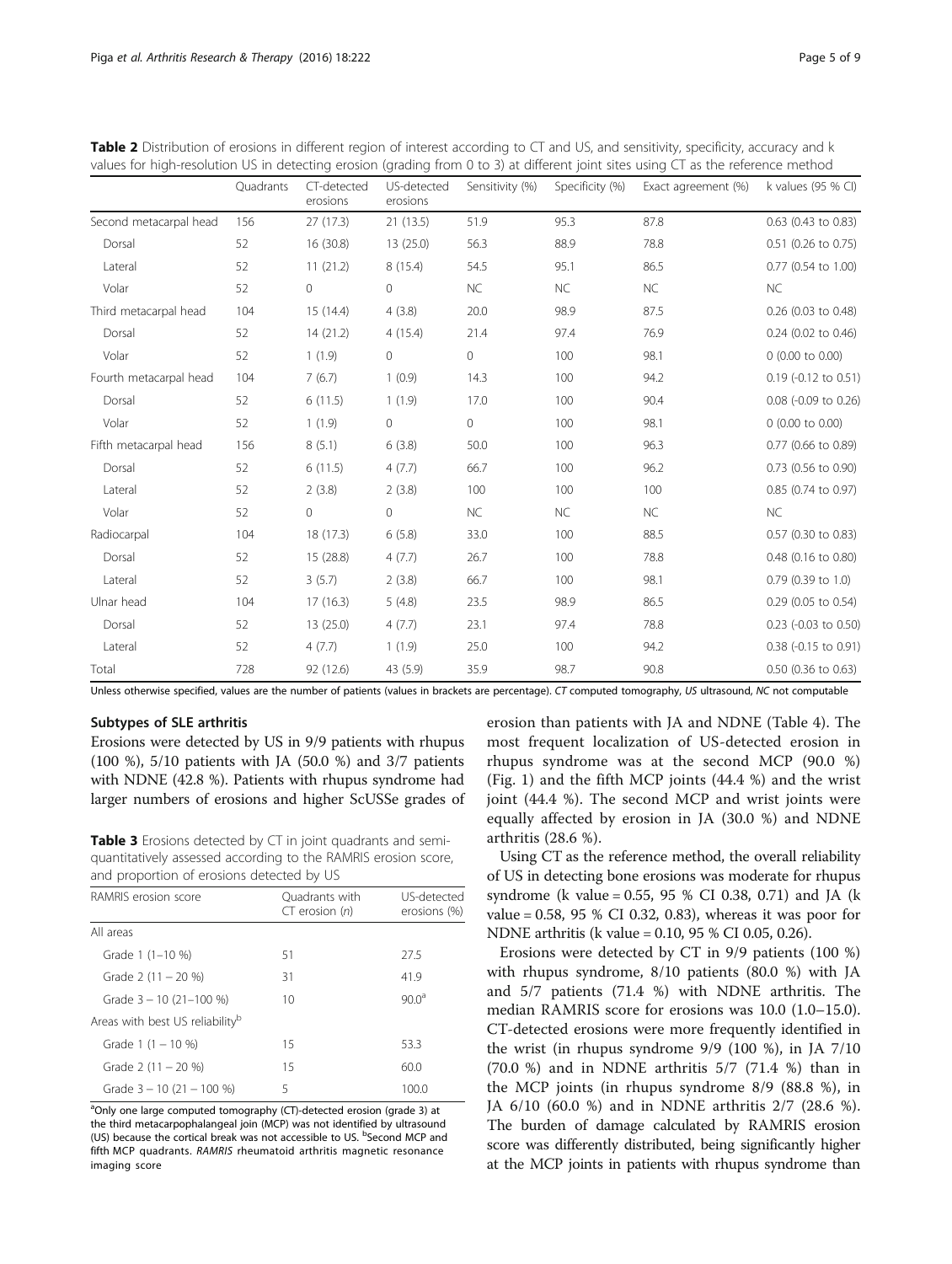**Table 2** Distribution of erosions in different region of interest according to CT and US, and sensitivity, specificity, accuracy and k values for high-resolution US in detecting erosion (grading from 0 to 3) at different joint sites using CT as the reference method

| | Quadrants | CT-detected erosions | US-detected erosions | Sensitivity (%) | Specificity (%) | Exact agreement (%) | k values (95 % CI) |
|---|---|---|---|---|---|---|---|
| Second metacarpal head | 156 | 27 (17.3) | 21 (13.5) | 51.9 | 95.3 | 87.8 | 0.63 (0.43 to 0.83) |
| Dorsal | 52 | 16 (30.8) | 13 (25.0) | 56.3 | 88.9 | 78.8 | 0.51 (0.26 to 0.75) |
| Lateral | 52 | 11 (21.2) | 8 (15.4) | 54.5 | 95.1 | 86.5 | 0.77 (0.54 to 1.00) |
| Volar | 52 | 0 | 0 | NC | NC | NC | NC |
| Third metacarpal head | 104 | 15 (14.4) | 4 (3.8) | 20.0 | 98.9 | 87.5 | 0.26 (0.03 to 0.48) |
| Dorsal | 52 | 14 (21.2) | 4 (15.4) | 21.4 | 97.4 | 76.9 | 0.24 (0.02 to 0.46) |
| Volar | 52 | 1 (1.9) | 0 | 0 | 100 | 98.1 | 0 (0.00 to 0.00) |
| Fourth metacarpal head | 104 | 7 (6.7) | 1 (0.9) | 14.3 | 100 | 94.2 | 0.19 (-0.12 to 0.51) |
| Dorsal | 52 | 6 (11.5) | 1 (1.9) | 17.0 | 100 | 90.4 | 0.08 (-0.09 to 0.26) |
| Volar | 52 | 1 (1.9) | 0 | 0 | 100 | 98.1 | 0 (0.00 to 0.00) |
| Fifth metacarpal head | 156 | 8 (5.1) | 6 (3.8) | 50.0 | 100 | 96.3 | 0.77 (0.66 to 0.89) |
| Dorsal | 52 | 6 (11.5) | 4 (7.7) | 66.7 | 100 | 96.2 | 0.73 (0.56 to 0.90) |
| Lateral | 52 | 2 (3.8) | 2 (3.8) | 100 | 100 | 100 | 0.85 (0.74 to 0.97) |
| Volar | 52 | 0 | 0 | NC | NC | NC | NC |
| Radiocarpal | 104 | 18 (17.3) | 6 (5.8) | 33.0 | 100 | 88.5 | 0.57 (0.30 to 0.83) |
| Dorsal | 52 | 15 (28.8) | 4 (7.7) | 26.7 | 100 | 78.8 | 0.48 (0.16 to 0.80) |
| Lateral | 52 | 3 (5.7) | 2 (3.8) | 66.7 | 100 | 98.1 | 0.79 (0.39 to 1.0) |
| Ulnar head | 104 | 17 (16.3) | 5 (4.8) | 23.5 | 98.9 | 86.5 | 0.29 (0.05 to 0.54) |
| Dorsal | 52 | 13 (25.0) | 4 (7.7) | 23.1 | 97.4 | 78.8 | 0.23 (-0.03 to 0.50) |
| Lateral | 52 | 4 (7.7) | 1 (1.9) | 25.0 | 100 | 94.2 | 0.38 (-0.15 to 0.91) |
| Total | 728 | 92 (12.6) | 43 (5.9) | 35.9 | 98.7 | 90.8 | 0.50 (0.36 to 0.63) |

Unless otherwise specified, values are the number of patients (values in brackets are percentage). *CT* computed tomography, *US* ultrasound, *NC* not computable

### Subtypes of SLE arthritis

Erosions were detected by US in 9/9 patients with rhupus (100 %), 5/10 patients with JA (50.0 %) and 3/7 patients with NDNE (42.8 %). Patients with rhupus syndrome had larger numbers of erosions and higher ScUSSe grades of erosion than patients with JA and NDNE (Table 4). The most frequent localization of US-detected erosion in rhupus syndrome was at the second MCP (90.0 %) (Fig. 1) and the fifth MCP joints (44.4 %) and the wrist joint (44.4 %). The second MCP and wrist joints were equally affected by erosion in JA (30.0 %) and NDNE arthritis (28.6 %).

**Table 3** Erosions detected by CT in joint quadrants and semi-quantitatively assessed according to the RAMRIS erosion score, and proportion of erosions detected by US

| RAMRIS erosion score | Quadrants with CT erosion (*n*) | US-detected erosions (%) |
|---|---|---|
| All areas | | |
| Grade 1 (1–10 %) | 51 | 27.5 |
| Grade 2 (11 – 20 %) | 31 | 41.9 |
| Grade 3 – 10 (21–100 %) | 10 | 90.0[a] |
| Areas with best US reliability[b] | | |
| Grade 1 (1 – 10 %) | 15 | 53.3 |
| Grade 2 (11 – 20 %) | 15 | 60.0 |
| Grade 3 – 10 (21 – 100 %) | 5 | 100.0 |

[a]Only one large computed tomography (CT)-detected erosion (grade 3) at the third metacarpophalangeal join (MCP) was not identified by ultrasound (US) because the cortical break was not accessible to US. [b]Second MCP and fifth MCP quadrants. *RAMRIS* rheumatoid arthritis magnetic resonance imaging score

Using CT as the reference method, the overall reliability of US in detecting bone erosions was moderate for rhupus syndrome (k value = 0.55, 95 % CI 0.38, 0.71) and JA (k value = 0.58, 95 % CI 0.32, 0.83), whereas it was poor for NDNE arthritis (k value = 0.10, 95 % CI 0.05, 0.26).

Erosions were detected by CT in 9/9 patients (100 %) with rhupus syndrome, 8/10 patients (80.0 %) with JA and 5/7 patients (71.4 %) with NDNE arthritis. The median RAMRIS score for erosions was 10.0 (1.0–15.0). CT-detected erosions were more frequently identified in the wrist (in rhupus syndrome 9/9 (100 %), in JA 7/10 (70.0 %) and in NDNE arthritis 5/7 (71.4 %) than in the MCP joints (in rhupus syndrome 8/9 (88.8 %), in JA 6/10 (60.0 %) and in NDNE arthritis 2/7 (28.6 %). The burden of damage calculated by RAMRIS erosion score was differently distributed, being significantly higher at the MCP joints in patients with rhupus syndrome than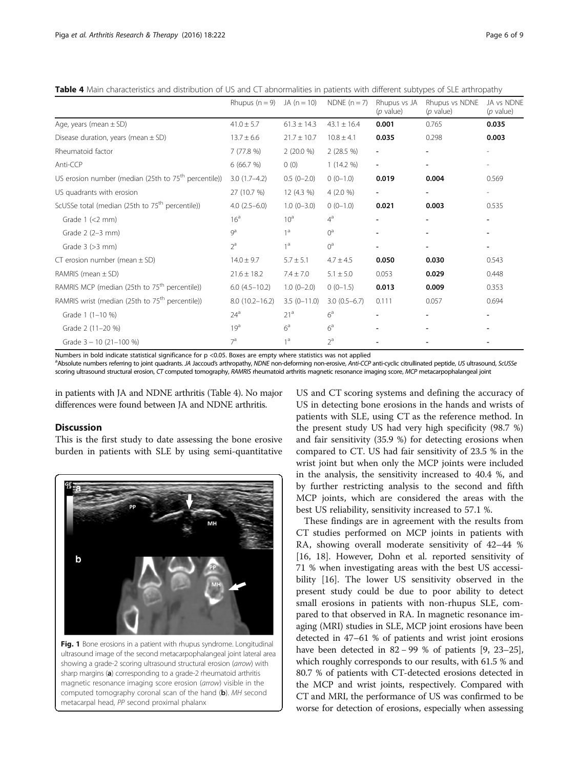**Table 4** Main characteristics and distribution of US and CT abnormalities in patients with different subtypes of SLE arthropathy

| | Rhupus (n = 9) | JA (n = 10) | NDNE (n = 7) | Rhupus vs JA (*p* value) | Rhupus vs NDNE (*p* value) | JA vs NDNE (*p* value) |
|---|---|---|---|---|---|---|
| Age, years (mean ± SD) | 41.0 ± 5.7 | 61.3 ± 14.3 | 43.1 ± 16.4 | **0.001** | 0.765 | **0.035** |
| Disease duration, years (mean ± SD) | 13.7 ± 6.6 | 21.7 ± 10.7 | 10.8 ± 4.1 | **0.035** | 0.298 | **0.003** |
| Rheumatoid factor | 7 (77.8 %) | 2 (20.0 %) | 2 (28.5 %) | - | - | - |
| Anti-CCP | 6 (66.7 %) | 0 (0) | 1 (14.2 %) | - | - | - |
| US erosion number (median (25th to 75th percentile)) | 3.0 (1.7–4.2) | 0.5 (0–2.0) | 0 (0–1.0) | **0.019** | **0.004** | 0.569 |
| US quadrants with erosion | 27 (10.7 %) | 12 (4.3 %) | 4 (2.0 %) | - | - | - |
| ScUSSe total (median (25th to 75th percentile)) | 4.0 (2.5–6.0) | 1.0 (0–3.0) | 0 (0–1.0) | **0.021** | **0.003** | 0.535 |
| Grade 1 (<2 mm) | 16[a] | 10[a] | 4[a] | - | - | - |
| Grade 2 (2–3 mm) | 9[a] | 1[a] | 0[a] | - | - | - |
| Grade 3 (>3 mm) | 2[a] | 1[a] | 0[a] | - | - | - |
| CT erosion number (mean ± SD) | 14.0 ± 9.7 | 5.7 ± 5.1 | 4.7 ± 4.5 | **0.050** | **0.030** | 0.543 |
| RAMRIS (mean ± SD) | 21.6 ± 18.2 | 7.4 ± 7.0 | 5.1 ± 5.0 | 0.053 | **0.029** | 0.448 |
| RAMRIS MCP (median (25th to 75th percentile)) | 6.0 (4.5–10.2) | 1.0 (0–2.0) | 0 (0–1.5) | **0.013** | **0.009** | 0.353 |
| RAMRIS wrist (median (25th to 75th percentile)) | 8.0 (10.2–16.2) | 3.5 (0–11.0) | 3.0 (0.5–6.7) | 0.111 | 0.057 | 0.694 |
| Grade 1 (1–10 %) | 24[a] | 21[a] | 6[a] | - | - | - |
| Grade 2 (11–20 %) | 19[a] | 6[a] | 6[a] | - | - | - |
| Grade 3 – 10 (21–100 %) | 7[a] | 1[a] | 2[a] | - | - | - |

Numbers in bold indicate statistical significance for p <0.05. Boxes are empty where statistics was not applied
[a]Absolute numbers referring to joint quadrants. *JA* Jaccoud's arthropathy, *NDNE* non-deforming non-erosive, *Anti-CCP* anti-cyclic citrullinated peptide, *US* ultrasound, *ScUSSe* scoring ultrasound structural erosion, *CT* computed tomography, *RAMRIS* rheumatoid arthritis magnetic resonance imaging score, *MCP* metacarpophalangeal joint

in patients with JA and NDNE arthritis (Table 4). No major differences were found between JA and NDNE arthritis.

## Discussion

This is the first study to date assessing the bone erosive burden in patients with SLE by using semi-quantitative US and CT scoring systems and defining the accuracy of US in detecting bone erosions in the hands and wrists of patients with SLE, using CT as the reference method. In the present study US had very high specificity (98.7 %) and fair sensitivity (35.9 %) for detecting erosions when compared to CT. US had fair sensitivity of 23.5 % in the wrist joint but when only the MCP joints were included in the analysis, the sensitivity increased to 40.4 %, and by further restricting analysis to the second and fifth MCP joints, which are considered the areas with the best US reliability, sensitivity increased to 57.1 %.

**Fig. 1** Bone erosions in a patient with rhupus syndrome. Longitudinal ultrasound image of the second metacarpophalangeal joint lateral area showing a grade-2 scoring ultrasound structural erosion (*arrow*) with sharp margins (**a**) corresponding to a grade-2 rheumatoid arthritis magnetic resonance imaging score erosion (*arrow*) visible in the computed tomography coronal scan of the hand (**b**). *MH* second metacarpal head, *PP* second proximal phalanx

These findings are in agreement with the results from CT studies performed on MCP joints in patients with RA, showing overall moderate sensitivity of 42–44 % [16, 18]. However, Dohn et al. reported sensitivity of 71 % when investigating areas with the best US accessibility [16]. The lower US sensitivity observed in the present study could be due to poor ability to detect small erosions in patients with non-rhupus SLE, compared to that observed in RA. In magnetic resonance imaging (MRI) studies in SLE, MCP joint erosions have been detected in 47–61 % of patients and wrist joint erosions have been detected in 82 – 99 % of patients [9, 23–25], which roughly corresponds to our results, with 61.5 % and 80.7 % of patients with CT-detected erosions detected in the MCP and wrist joints, respectively. Compared with CT and MRI, the performance of US was confirmed to be worse for detection of erosions, especially when assessing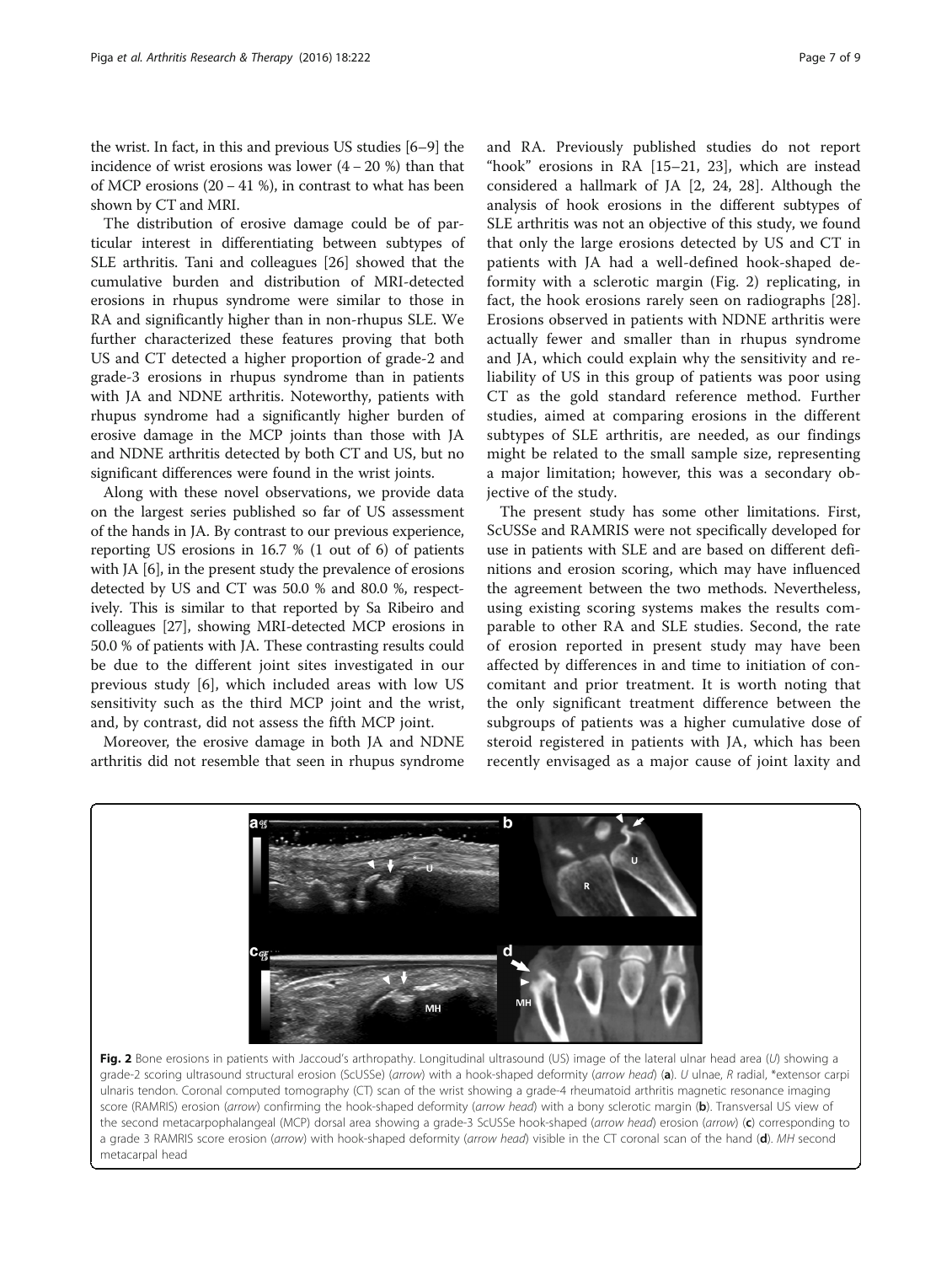the wrist. In fact, in this and previous US studies [6–9] the incidence of wrist erosions was lower (4 – 20 %) than that of MCP erosions (20 – 41 %), in contrast to what has been shown by CT and MRI.

The distribution of erosive damage could be of particular interest in differentiating between subtypes of SLE arthritis. Tani and colleagues [26] showed that the cumulative burden and distribution of MRI-detected erosions in rhupus syndrome were similar to those in RA and significantly higher than in non-rhupus SLE. We further characterized these features proving that both US and CT detected a higher proportion of grade-2 and grade-3 erosions in rhupus syndrome than in patients with JA and NDNE arthritis. Noteworthy, patients with rhupus syndrome had a significantly higher burden of erosive damage in the MCP joints than those with JA and NDNE arthritis detected by both CT and US, but no significant differences were found in the wrist joints.

Along with these novel observations, we provide data on the largest series published so far of US assessment of the hands in JA. By contrast to our previous experience, reporting US erosions in 16.7 % (1 out of 6) of patients with JA [6], in the present study the prevalence of erosions detected by US and CT was 50.0 % and 80.0 %, respectively. This is similar to that reported by Sa Ribeiro and colleagues [27], showing MRI-detected MCP erosions in 50.0 % of patients with JA. These contrasting results could be due to the different joint sites investigated in our previous study [6], which included areas with low US sensitivity such as the third MCP joint and the wrist, and, by contrast, did not assess the fifth MCP joint.

Moreover, the erosive damage in both JA and NDNE arthritis did not resemble that seen in rhupus syndrome and RA. Previously published studies do not report "hook" erosions in RA [15–21, 23], which are instead considered a hallmark of JA [2, 24, 28]. Although the analysis of hook erosions in the different subtypes of SLE arthritis was not an objective of this study, we found that only the large erosions detected by US and CT in patients with JA had a well-defined hook-shaped deformity with a sclerotic margin (Fig. 2) replicating, in fact, the hook erosions rarely seen on radiographs [28]. Erosions observed in patients with NDNE arthritis were actually fewer and smaller than in rhupus syndrome and JA, which could explain why the sensitivity and reliability of US in this group of patients was poor using CT as the gold standard reference method. Further studies, aimed at comparing erosions in the different subtypes of SLE arthritis, are needed, as our findings might be related to the small sample size, representing a major limitation; however, this was a secondary objective of the study.

The present study has some other limitations. First, ScUSSe and RAMRIS were not specifically developed for use in patients with SLE and are based on different definitions and erosion scoring, which may have influenced the agreement between the two methods. Nevertheless, using existing scoring systems makes the results comparable to other RA and SLE studies. Second, the rate of erosion reported in present study may have been affected by differences in and time to initiation of concomitant and prior treatment. It is worth noting that the only significant treatment difference between the subgroups of patients was a higher cumulative dose of steroid registered in patients with JA, which has been recently envisaged as a major cause of joint laxity and

**Fig. 2** Bone erosions in patients with Jaccoud's arthropathy. Longitudinal ultrasound (US) image of the lateral ulnar head area (*U*) showing a grade-2 scoring ultrasound structural erosion (ScUSSe) (*arrow*) with a hook-shaped deformity (*arrow head*) (**a**). *U* ulnae, *R* radial, *extensor carpi ulnaris tendon. Coronal computed tomography (CT) scan of the wrist showing a grade-4 rheumatoid arthritis magnetic resonance imaging score (RAMRIS) erosion (*arrow*) confirming the hook-shaped deformity (*arrow head*) with a bony sclerotic margin (**b**). Transversal US view of the second metacarpophalangeal (MCP) dorsal area showing a grade-3 ScUSSe hook-shaped (*arrow head*) erosion (*arrow*) (**c**) corresponding to a grade 3 RAMRIS score erosion (*arrow*) with hook-shaped deformity (*arrow head*) visible in the CT coronal scan of the hand (**d**). *MH* second metacarpal head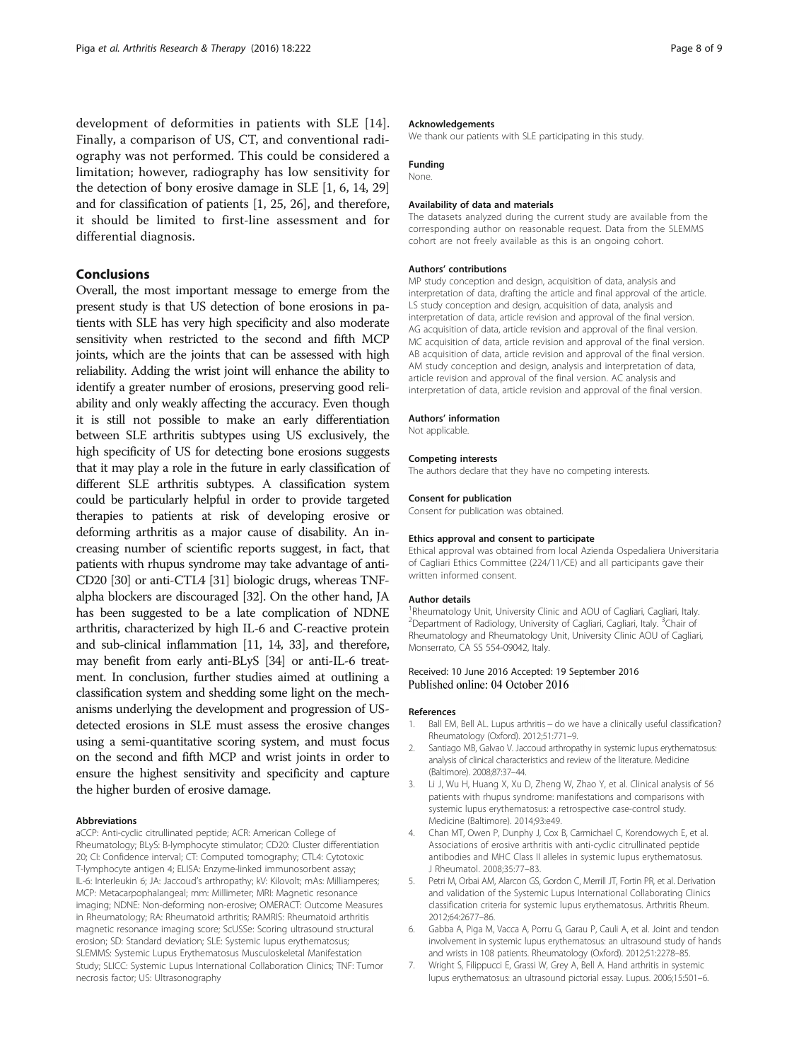development of deformities in patients with SLE [14]. Finally, a comparison of US, CT, and conventional radiography was not performed. This could be considered a limitation; however, radiography has low sensitivity for the detection of bony erosive damage in SLE [1, 6, 14, 29] and for classification of patients [1, 25, 26], and therefore, it should be limited to first-line assessment and for differential diagnosis.

## Conclusions

Overall, the most important message to emerge from the present study is that US detection of bone erosions in patients with SLE has very high specificity and also moderate sensitivity when restricted to the second and fifth MCP joints, which are the joints that can be assessed with high reliability. Adding the wrist joint will enhance the ability to identify a greater number of erosions, preserving good reliability and only weakly affecting the accuracy. Even though it is still not possible to make an early differentiation between SLE arthritis subtypes using US exclusively, the high specificity of US for detecting bone erosions suggests that it may play a role in the future in early classification of different SLE arthritis subtypes. A classification system could be particularly helpful in order to provide targeted therapies to patients at risk of developing erosive or deforming arthritis as a major cause of disability. An increasing number of scientific reports suggest, in fact, that patients with rhupus syndrome may take advantage of anti-CD20 [30] or anti-CTL4 [31] biologic drugs, whereas TNF-alpha blockers are discouraged [32]. On the other hand, JA has been suggested to be a late complication of NDNE arthritis, characterized by high IL-6 and C-reactive protein and sub-clinical inflammation [11, 14, 33], and therefore, may benefit from early anti-BLyS [34] or anti-IL-6 treatment. In conclusion, further studies aimed at outlining a classification system and shedding some light on the mechanisms underlying the development and progression of US-detected erosions in SLE must assess the erosive changes using a semi-quantitative scoring system, and must focus on the second and fifth MCP and wrist joints in order to ensure the highest sensitivity and specificity and capture the higher burden of erosive damage.

#### Abbreviations

aCCP: Anti-cyclic citrullinated peptide; ACR: American College of Rheumatology; BLyS: B-lymphocyte stimulator; CD20: Cluster differentiation 20; CI: Confidence interval; CT: Computed tomography; CTL4: Cytotoxic T-lymphocyte antigen 4; ELISA: Enzyme-linked immunosorbent assay; IL-6: Interleukin 6; JA: Jaccoud's arthropathy; kV: Kilovolt; mAs: Milliamperes; MCP: Metacarpophalangeal; mm: Millimeter; MRI: Magnetic resonance imaging; NDNE: Non-deforming non-erosive; OMERACT: Outcome Measures in Rheumatology; RA: Rheumatoid arthritis; RAMRIS: Rheumatoid arthritis magnetic resonance imaging score; ScUSSe: Scoring ultrasound structural erosion; SD: Standard deviation; SLE: Systemic lupus erythematosus; SLEMMS: Systemic Lupus Erythematosus Musculoskeletal Manifestation Study; SLICC: Systemic Lupus International Collaboration Clinics; TNF: Tumor necrosis factor; US: Ultrasonography

#### Acknowledgements

We thank our patients with SLE participating in this study.

#### Funding

None.

#### Availability of data and materials

The datasets analyzed during the current study are available from the corresponding author on reasonable request. Data from the SLEMMS cohort are not freely available as this is an ongoing cohort.

#### Authors' contributions

MP study conception and design, acquisition of data, analysis and interpretation of data, drafting the article and final approval of the article. LS study conception and design, acquisition of data, analysis and interpretation of data, article revision and approval of the final version. AG acquisition of data, article revision and approval of the final version. MC acquisition of data, article revision and approval of the final version. AB acquisition of data, article revision and approval of the final version. AM study conception and design, analysis and interpretation of data, article revision and approval of the final version. AC analysis and interpretation of data, article revision and approval of the final version.

#### Authors' information

Not applicable.

#### Competing interests

The authors declare that they have no competing interests.

#### Consent for publication

Consent for publication was obtained.

#### Ethics approval and consent to participate

Ethical approval was obtained from local Azienda Ospedaliera Universitaria of Cagliari Ethics Committee (224/11/CE) and all participants gave their written informed consent.

#### Author details

[1]Rheumatology Unit, University Clinic and AOU of Cagliari, Cagliari, Italy. [2]Department of Radiology, University of Cagliari, Cagliari, Italy. [3]Chair of Rheumatology and Rheumatology Unit, University Clinic AOU of Cagliari, Monserrato, CA SS 554-09042, Italy.

Received: 10 June 2016 Accepted: 19 September 2016
Published online: 04 October 2016

#### References

1. Ball EM, Bell AL. Lupus arthritis – do we have a clinically useful classification? Rheumatology (Oxford). 2012;51:771–9.
2. Santiago MB, Galvao V. Jaccoud arthropathy in systemic lupus erythematosus: analysis of clinical characteristics and review of the literature. Medicine (Baltimore). 2008;87:37–44.
3. Li J, Wu H, Huang X, Xu D, Zheng W, Zhao Y, et al. Clinical analysis of 56 patients with rhupus syndrome: manifestations and comparisons with systemic lupus erythematosus: a retrospective case-control study. Medicine (Baltimore). 2014;93:e49.
4. Chan MT, Owen P, Dunphy J, Cox B, Carmichael C, Korendowych E, et al. Associations of erosive arthritis with anti-cyclic citrullinated peptide antibodies and MHC Class II alleles in systemic lupus erythematosus. J Rheumatol. 2008;35:77–83.
5. Petri M, Orbai AM, Alarcon GS, Gordon C, Merrill JT, Fortin PR, et al. Derivation and validation of the Systemic Lupus International Collaborating Clinics classification criteria for systemic lupus erythematosus. Arthritis Rheum. 2012;64:2677–86.
6. Gabba A, Piga M, Vacca A, Porru G, Garau P, Cauli A, et al. Joint and tendon involvement in systemic lupus erythematosus: an ultrasound study of hands and wrists in 108 patients. Rheumatology (Oxford). 2012;51:2278–85.
7. Wright S, Filippucci E, Grassi W, Grey A, Bell A. Hand arthritis in systemic lupus erythematosus: an ultrasound pictorial essay. Lupus. 2006;15:501–6.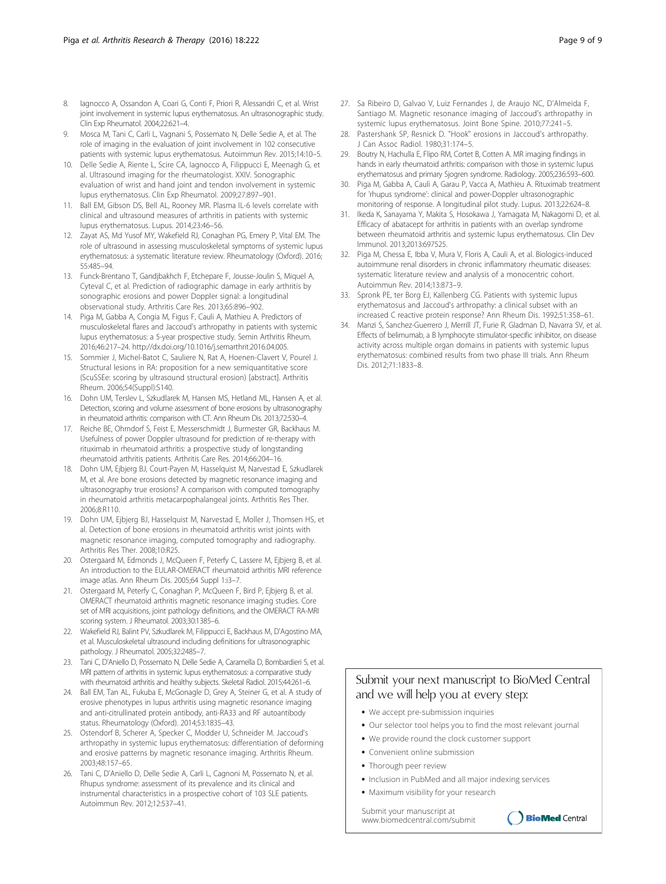8. Iagnocco A, Ossandon A, Coari G, Conti F, Priori R, Alessandri C, et al. Wrist joint involvement in systemic lupus erythematosus. An ultrasonographic study. Clin Exp Rheumatol. 2004;22:621–4.
9. Mosca M, Tani C, Carli L, Vagnani S, Possemato N, Delle Sedie A, et al. The role of imaging in the evaluation of joint involvement in 102 consecutive patients with systemic lupus erythematosus. Autoimmun Rev. 2015;14:10–5.
10. Delle Sedie A, Riente L, Scire CA, Iagnocco A, Filippucci E, Meenagh G, et al. Ultrasound imaging for the rheumatologist. XXIV. Sonographic evaluation of wrist and hand joint and tendon involvement in systemic lupus erythematosus. Clin Exp Rheumatol. 2009;27:897–901.
11. Ball EM, Gibson DS, Bell AL, Rooney MR. Plasma IL-6 levels correlate with clinical and ultrasound measures of arthritis in patients with systemic lupus erythematosus. Lupus. 2014;23:46–56.
12. Zayat AS, Md Yusof MY, Wakefield RJ, Conaghan PG, Emery P, Vital EM. The role of ultrasound in assessing musculoskeletal symptoms of systemic lupus erythematosus: a systematic literature review. Rheumatology (Oxford). 2016; 55:485–94.
13. Funck-Brentano T, Gandjbakhch F, Etchepare F, Jousse-Joulin S, Miquel A, Cyteval C, et al. Prediction of radiographic damage in early arthritis by sonographic erosions and power Doppler signal: a longitudinal observational study. Arthritis Care Res. 2013;65:896–902.
14. Piga M, Gabba A, Congia M, Figus F, Cauli A, Mathieu A. Predictors of musculoskeletal flares and Jaccoud's arthropathy in patients with systemic lupus erythematosus: a 5-year prospective study. Semin Arthritis Rheum. 2016;46:217–24. http://dx.doi.org/10.1016/j.semarthrit.2016.04.005.
15. Sommier J, Michel-Batot C, Sauliere N, Rat A, Hoenen-Clavert V, Pourel J. Structural lesions in RA: proposition for a new semiquantitative score (ScuSSEe: scoring by ultrasound structural erosion) [abstract]. Arthritis Rheum. 2006;54(Suppl):S140.
16. Dohn UM, Terslev L, Szkudlarek M, Hansen MS, Hetland ML, Hansen A, et al. Detection, scoring and volume assessment of bone erosions by ultrasonography in rheumatoid arthritis: comparison with CT. Ann Rheum Dis. 2013;72:530–4.
17. Reiche BE, Ohrndorf S, Feist E, Messerschmidt J, Burmester GR, Backhaus M. Usefulness of power Doppler ultrasound for prediction of re-therapy with rituximab in rheumatoid arthritis: a prospective study of longstanding rheumatoid arthritis patients. Arthritis Care Res. 2014;66:204–16.
18. Dohn UM, Ejbjerg BJ, Court-Payen M, Hasselquist M, Narvestad E, Szkudlarek M, et al. Are bone erosions detected by magnetic resonance imaging and ultrasonography true erosions? A comparison with computed tomography in rheumatoid arthritis metacarpophalangeal joints. Arthritis Res Ther. 2006;8:R110.
19. Dohn UM, Ejbjerg BJ, Hasselquist M, Narvestad E, Moller J, Thomsen HS, et al. Detection of bone erosions in rheumatoid arthritis wrist joints with magnetic resonance imaging, computed tomography and radiography. Arthritis Res Ther. 2008;10:R25.
20. Ostergaard M, Edmonds J, McQueen F, Peterfy C, Lassere M, Ejbjerg B, et al. An introduction to the EULAR-OMERACT rheumatoid arthritis MRI reference image atlas. Ann Rheum Dis. 2005;64 Suppl 1:i3–7.
21. Ostergaard M, Peterfy C, Conaghan P, McQueen F, Bird P, Ejbjerg B, et al. OMERACT rheumatoid arthritis magnetic resonance imaging studies. Core set of MRI acquisitions, joint pathology definitions, and the OMERACT RA-MRI scoring system. J Rheumatol. 2003;30:1385–6.
22. Wakefield RJ, Balint PV, Szkudlarek M, Filippucci E, Backhaus M, D'Agostino MA, et al. Musculoskeletal ultrasound including definitions for ultrasonographic pathology. J Rheumatol. 2005;32:2485–7.
23. Tani C, D'Aniello D, Possemato N, Delle Sedie A, Caramella D, Bombardieri S, et al. MRI pattern of arthritis in systemic lupus erythematosus: a comparative study with rheumatoid arthritis and healthy subjects. Skeletal Radiol. 2015;44:261–6.
24. Ball EM, Tan AL, Fukuba E, McGonagle D, Grey A, Steiner G, et al. A study of erosive phenotypes in lupus arthritis using magnetic resonance imaging and anti-citrullinated protein antibody, anti-RA33 and RF autoantibody status. Rheumatology (Oxford). 2014;53:1835–43.
25. Ostendorf B, Scherer A, Specker C, Modder U, Schneider M. Jaccoud's arthropathy in systemic lupus erythematosus: differentiation of deforming and erosive patterns by magnetic resonance imaging. Arthritis Rheum. 2003;48:157–65.
26. Tani C, D'Aniello D, Delle Sedie A, Carli L, Cagnoni M, Possemato N, et al. Rhupus syndrome: assessment of its prevalence and its clinical and instrumental characteristics in a prospective cohort of 103 SLE patients. Autoimmun Rev. 2012;12:537–41.
27. Sa Ribeiro D, Galvao V, Luiz Fernandes J, de Araujo NC, D'Almeida F, Santiago M. Magnetic resonance imaging of Jaccoud's arthropathy in systemic lupus erythematosus. Joint Bone Spine. 2010;77:241–5.
28. Pastershank SP, Resnick D. "Hook" erosions in Jaccoud's arthropathy. J Can Assoc Radiol. 1980;31:174–5.
29. Boutry N, Hachulla E, Flipo RM, Cortet B, Cotten A. MR imaging findings in hands in early rheumatoid arthritis: comparison with those in systemic lupus erythematosus and primary Sjogren syndrome. Radiology. 2005;236:593–600.
30. Piga M, Gabba A, Cauli A, Garau P, Vacca A, Mathieu A. Rituximab treatment for 'rhupus syndrome': clinical and power-Doppler ultrasonographic monitoring of response. A longitudinal pilot study. Lupus. 2013;22:624–8.
31. Ikeda K, Sanayama Y, Makita S, Hosokawa J, Yamagata M, Nakagomi D, et al. Efficacy of abatacept for arthritis in patients with an overlap syndrome between rheumatoid arthritis and systemic lupus erythematosus. Clin Dev Immunol. 2013;2013:697525.
32. Piga M, Chessa E, Ibba V, Mura V, Floris A, Cauli A, et al. Biologics-induced autoimmune renal disorders in chronic inflammatory rheumatic diseases: systematic literature review and analysis of a monocentric cohort. Autoimmun Rev. 2014;13:873–9.
33. Spronk PE, ter Borg EJ, Kallenberg CG. Patients with systemic lupus erythematosus and Jaccoud's arthropathy: a clinical subset with an increased C reactive protein response? Ann Rheum Dis. 1992;51:358–61.
34. Manzi S, Sanchez-Guerrero J, Merrill JT, Furie R, Gladman D, Navarra SV, et al. Effects of belimumab, a B lymphocyte stimulator-specific inhibitor, on disease activity across multiple organ domains in patients with systemic lupus erythematosus: combined results from two phase III trials. Ann Rheum Dis. 2012;71:1833–8.

Submit your next manuscript to BioMed Central and we will help you at every step:

- We accept pre-submission inquiries
- Our selector tool helps you to find the most relevant journal
- We provide round the clock customer support
- Convenient online submission
- Thorough peer review
- Inclusion in PubMed and all major indexing services
- Maximum visibility for your research

Submit your manuscript at
www.biomedcentral.com/submit

BioMed Central